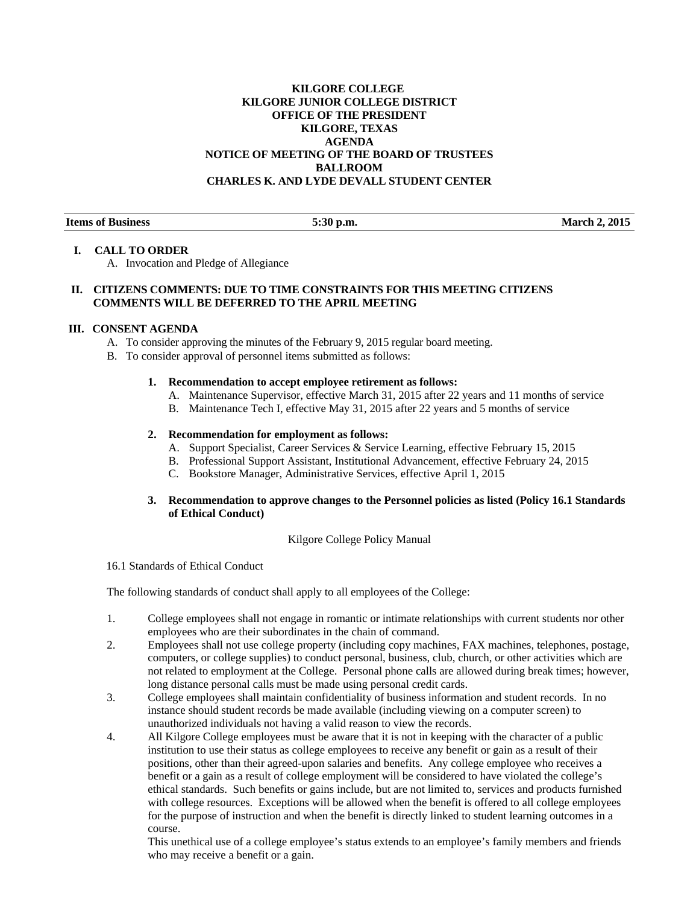**KILGORE COLLEGE**
**KILGORE JUNIOR COLLEGE DISTRICT**
**OFFICE OF THE PRESIDENT**
**KILGORE, TEXAS**
**AGENDA**
**NOTICE OF MEETING OF THE BOARD OF TRUSTEES**
**BALLROOM**
**CHARLES K. AND LYDE DEVALL STUDENT CENTER**

| **Items of Business** | **5:30 p.m.** | **March 2, 2015** |
|---|---|---|

## I. CALL TO ORDER

A. Invocation and Pledge of Allegiance

## II. CITIZENS COMMENTS: DUE TO TIME CONSTRAINTS FOR THIS MEETING CITIZENS COMMENTS WILL BE DEFERRED TO THE APRIL MEETING

## III. CONSENT AGENDA

A. To consider approving the minutes of the February 9, 2015 regular board meeting.
B. To consider approval of personnel items submitted as follows:

**1. Recommendation to accept employee retirement as follows:**

A. Maintenance Supervisor, effective March 31, 2015 after 22 years and 11 months of service
B. Maintenance Tech I, effective May 31, 2015 after 22 years and 5 months of service

**2. Recommendation for employment as follows:**

A. Support Specialist, Career Services & Service Learning, effective February 15, 2015
B. Professional Support Assistant, Institutional Advancement, effective February 24, 2015
C. Bookstore Manager, Administrative Services, effective April 1, 2015

**3. Recommendation to approve changes to the Personnel policies as listed (Policy 16.1 Standards of Ethical Conduct)**

Kilgore College Policy Manual

16.1 Standards of Ethical Conduct

The following standards of conduct shall apply to all employees of the College:

1. College employees shall not engage in romantic or intimate relationships with current students nor other employees who are their subordinates in the chain of command.
2. Employees shall not use college property (including copy machines, FAX machines, telephones, postage, computers, or college supplies) to conduct personal, business, club, church, or other activities which are not related to employment at the College. Personal phone calls are allowed during break times; however, long distance personal calls must be made using personal credit cards.
3. College employees shall maintain confidentiality of business information and student records. In no instance should student records be made available (including viewing on a computer screen) to unauthorized individuals not having a valid reason to view the records.
4. All Kilgore College employees must be aware that it is not in keeping with the character of a public institution to use their status as college employees to receive any benefit or gain as a result of their positions, other than their agreed-upon salaries and benefits. Any college employee who receives a benefit or a gain as a result of college employment will be considered to have violated the college's ethical standards. Such benefits or gains include, but are not limited to, services and products furnished with college resources. Exceptions will be allowed when the benefit is offered to all college employees for the purpose of instruction and when the benefit is directly linked to student learning outcomes in a course.
   This unethical use of a college employee's status extends to an employee's family members and friends who may receive a benefit or a gain.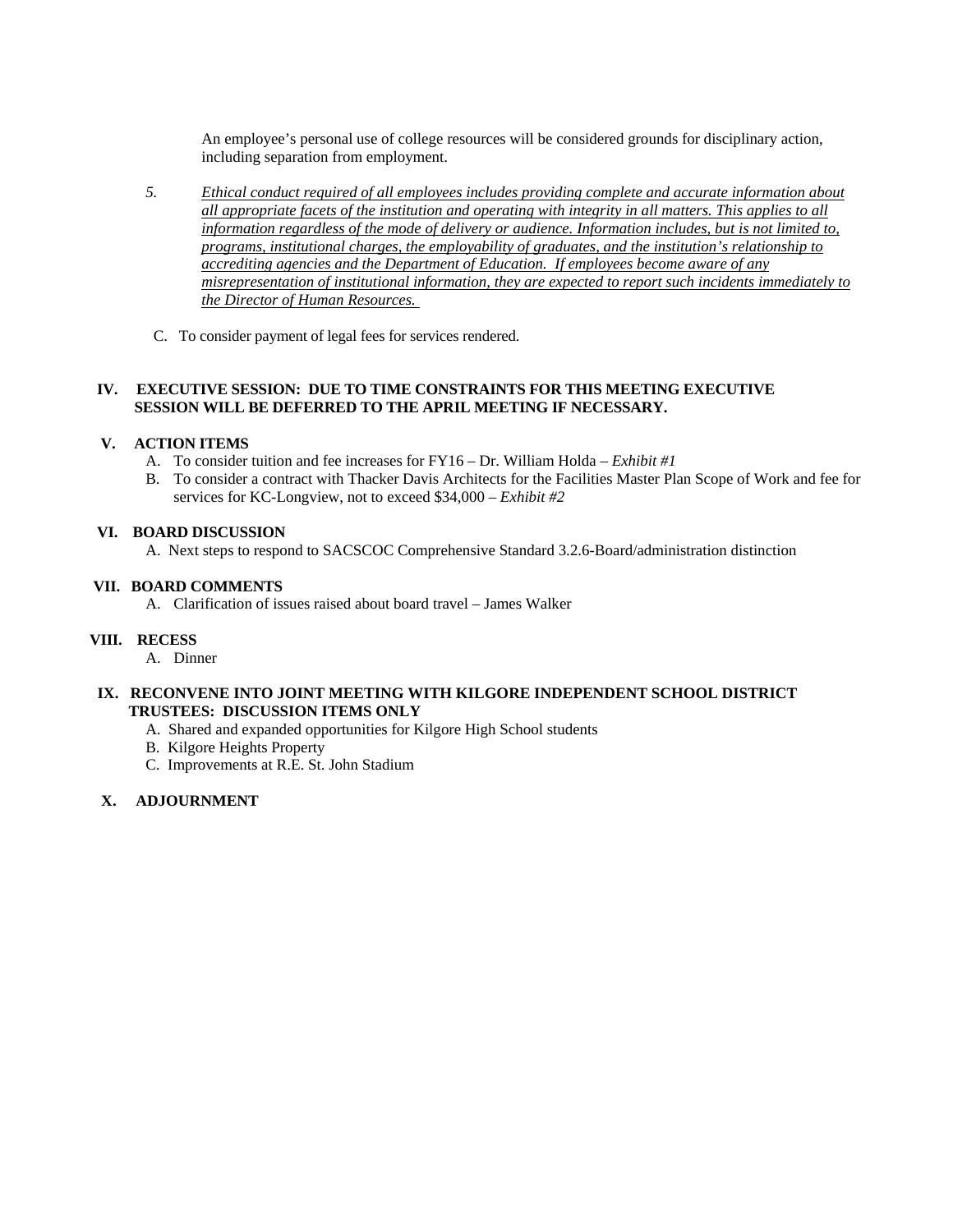An employee's personal use of college resources will be considered grounds for disciplinary action, including separation from employment.

5. *<u>Ethical conduct required of all employees includes providing complete and accurate information about all appropriate facets of the institution and operating with integrity in all matters. This applies to all information regardless of the mode of delivery or audience. Information includes, but is not limited to, programs, institutional charges, the employability of graduates, and the institution's relationship to accrediting agencies and the Department of Education. If employees become aware of any misrepresentation of institutional information, they are expected to report such incidents immediately to the Director of Human Resources.</u>*

C. To consider payment of legal fees for services rendered.

**IV. EXECUTIVE SESSION: DUE TO TIME CONSTRAINTS FOR THIS MEETING EXECUTIVE SESSION WILL BE DEFERRED TO THE APRIL MEETING IF NECESSARY.**

**V. ACTION ITEMS**

A. To consider tuition and fee increases for FY16 – Dr. William Holda – *Exhibit #1*
B. To consider a contract with Thacker Davis Architects for the Facilities Master Plan Scope of Work and fee for services for KC-Longview, not to exceed $34,000 – *Exhibit #2*

**VI. BOARD DISCUSSION**

A. Next steps to respond to SACSCOC Comprehensive Standard 3.2.6-Board/administration distinction

**VII. BOARD COMMENTS**

A. Clarification of issues raised about board travel – James Walker

**VIII. RECESS**

A. Dinner

**IX. RECONVENE INTO JOINT MEETING WITH KILGORE INDEPENDENT SCHOOL DISTRICT TRUSTEES: DISCUSSION ITEMS ONLY**

A. Shared and expanded opportunities for Kilgore High School students
B. Kilgore Heights Property
C. Improvements at R.E. St. John Stadium

**X. ADJOURNMENT**